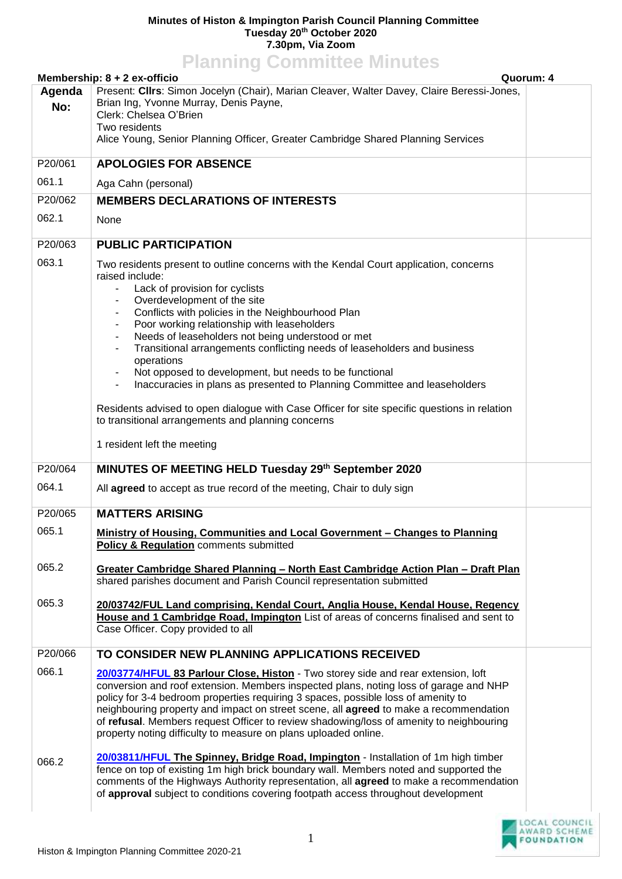**Minutes of Histon & Impington Parish Council Planning Committee**
**Tuesday 20th October 2020**
**7.30pm, Via Zoom**

# Planning Committee Minutes

**Membership: 8 + 2 ex-officio** **Quorum: 4**

| Agenda No: | | |
|---|---|---|
| | Present: **Cllrs**: Simon Jocelyn (Chair), Marian Cleaver, Walter Davey, Claire Beressi-Jones, Brian Ing, Yvonne Murray, Denis Payne,<br>Clerk: Chelsea O'Brien<br>Two residents<br>Alice Young, Senior Planning Officer, Greater Cambridge Shared Planning Services | |
| P20/061 | **APOLOGIES FOR ABSENCE** | |
| 061.1 | Aga Cahn (personal) | |
| P20/062 | **MEMBERS DECLARATIONS OF INTERESTS** | |
| 062.1 | None | |
| P20/063 | **PUBLIC PARTICIPATION** | |
| 063.1 | Two residents present to outline concerns with the Kendal Court application, concerns raised include:<br>- Lack of provision for cyclists<br>- Overdevelopment of the site<br>- Conflicts with policies in the Neighbourhood Plan<br>- Poor working relationship with leaseholders<br>- Needs of leaseholders not being understood or met<br>- Transitional arrangements conflicting needs of leaseholders and business operations<br>- Not opposed to development, but needs to be functional<br>- Inaccuracies in plans as presented to Planning Committee and leaseholders<br><br>Residents advised to open dialogue with Case Officer for site specific questions in relation to transitional arrangements and planning concerns<br><br>1 resident left the meeting | |
| P20/064 | **MINUTES OF MEETING HELD Tuesday 29th September 2020** | |
| 064.1 | All **agreed** to accept as true record of the meeting, Chair to duly sign | |
| P20/065 | **MATTERS ARISING** | |
| 065.1 | **Ministry of Housing, Communities and Local Government – Changes to Planning Policy & Regulation** comments submitted | |
| 065.2 | **Greater Cambridge Shared Planning – North East Cambridge Action Plan – Draft Plan** shared parishes document and Parish Council representation submitted | |
| 065.3 | **20/03742/FUL Land comprising, Kendal Court, Anglia House, Kendal House, Regency House and 1 Cambridge Road, Impington** List of areas of concerns finalised and sent to Case Officer. Copy provided to all | |
| P20/066 | **TO CONSIDER NEW PLANNING APPLICATIONS RECEIVED** | |
| 066.1 | **20/03774/HFUL 83 Parlour Close, Histon** - Two storey side and rear extension, loft conversion and roof extension. Members inspected plans, noting loss of garage and NHP policy for 3-4 bedroom properties requiring 3 spaces, possible loss of amenity to neighbouring property and impact on street scene, all **agreed** to make a recommendation of **refusal**. Members request Officer to review shadowing/loss of amenity to neighbouring property noting difficulty to measure on plans uploaded online. | |
| 066.2 | **20/03811/HFUL The Spinney, Bridge Road, Impington** - Installation of 1m high timber fence on top of existing 1m high brick boundary wall. Members noted and supported the comments of the Highways Authority representation, all **agreed** to make a recommendation of **approval** subject to conditions covering footpath access throughout development | |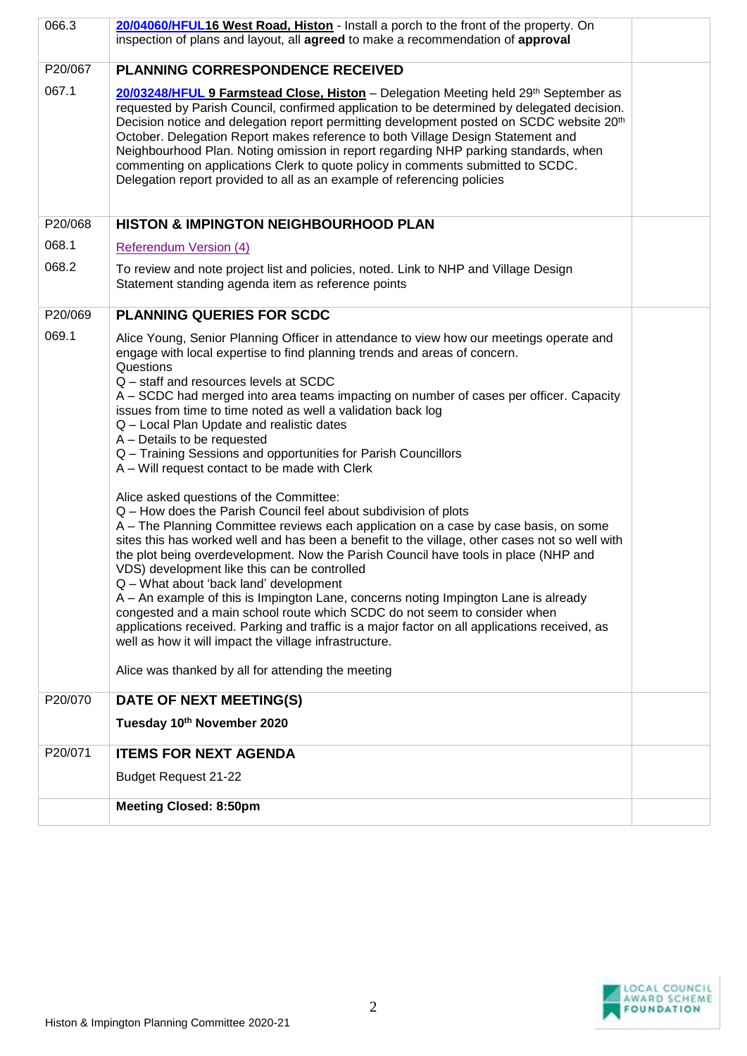| | | |
|---|---|---|
| 066.3 | **20/04060/HFUL16 West Road, Histon** - Install a porch to the front of the property. On inspection of plans and layout, all **agreed** to make a recommendation of **approval** | |
| P20/067 | **PLANNING CORRESPONDENCE RECEIVED** | |
| 067.1 | **20/03248/HFUL 9 Farmstead Close, Histon** – Delegation Meeting held 29th September as requested by Parish Council, confirmed application to be determined by delegated decision. Decision notice and delegation report permitting development posted on SCDC website 20th October. Delegation Report makes reference to both Village Design Statement and Neighbourhood Plan. Noting omission in report regarding NHP parking standards, when commenting on applications Clerk to quote policy in comments submitted to SCDC. Delegation report provided to all as an example of referencing policies | |
| P20/068 | **HISTON & IMPINGTON NEIGHBOURHOOD PLAN** | |
| 068.1 | Referendum Version (4) | |
| 068.2 | To review and note project list and policies, noted. Link to NHP and Village Design Statement standing agenda item as reference points | |
| P20/069 | **PLANNING QUERIES FOR SCDC** | |
| 069.1 | Alice Young, Senior Planning Officer in attendance to view how our meetings operate and engage with local expertise to find planning trends and areas of concern.<br>Questions<br>Q – staff and resources levels at SCDC<br>A – SCDC had merged into area teams impacting on number of cases per officer. Capacity issues from time to time noted as well a validation back log<br>Q – Local Plan Update and realistic dates<br>A – Details to be requested<br>Q – Training Sessions and opportunities for Parish Councillors<br>A – Will request contact to be made with Clerk<br><br>Alice asked questions of the Committee:<br>Q – How does the Parish Council feel about subdivision of plots<br>A – The Planning Committee reviews each application on a case by case basis, on some sites this has worked well and has been a benefit to the village, other cases not so well with the plot being overdevelopment. Now the Parish Council have tools in place (NHP and VDS) development like this can be controlled<br>Q – What about 'back land' development<br>A – An example of this is Impington Lane, concerns noting Impington Lane is already congested and a main school route which SCDC do not seem to consider when applications received. Parking and traffic is a major factor on all applications received, as well as how it will impact the village infrastructure.<br><br>Alice was thanked by all for attending the meeting | |
| P20/070 | **DATE OF NEXT MEETING(S)**<br>**Tuesday 10th November 2020** | |
| P20/071 | **ITEMS FOR NEXT AGENDA**<br>Budget Request 21-22 | |
| | **Meeting Closed: 8:50pm** | |

Histon & Impington Planning Committee 2020-21